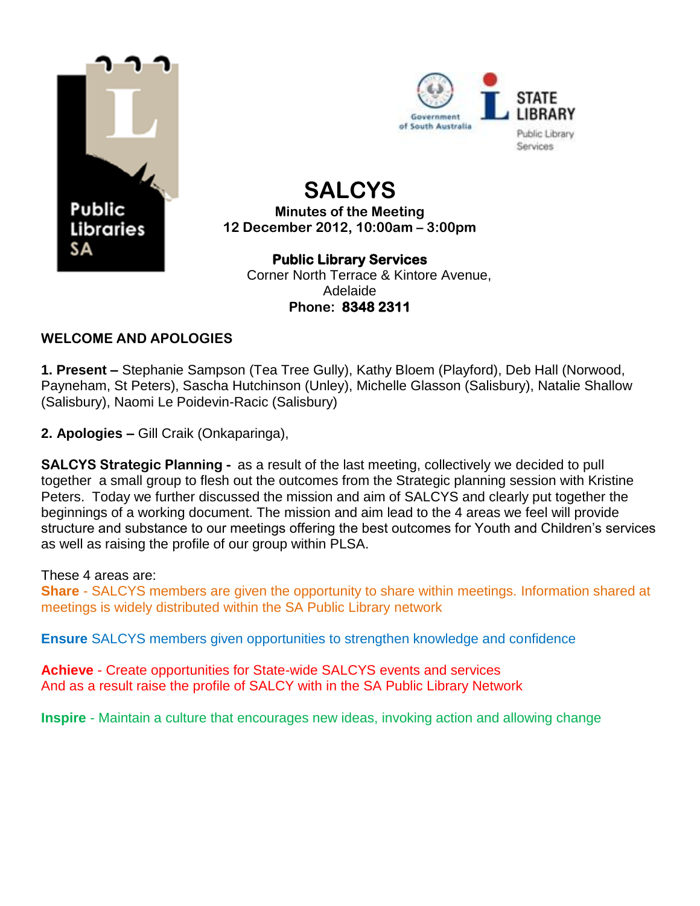# SALCYS

**Minutes of the Meeting**
**12 December 2012, 10:00am – 3:00pm**

**Public Library Services**
Corner North Terrace & Kintore Avenue,
Adelaide
**Phone: 8348 2311**

## WELCOME AND APOLOGIES

**1. Present –** Stephanie Sampson (Tea Tree Gully), Kathy Bloem (Playford), Deb Hall (Norwood, Payneham, St Peters), Sascha Hutchinson (Unley), Michelle Glasson (Salisbury), Natalie Shallow (Salisbury), Naomi Le Poidevin-Racic (Salisbury)

**2. Apologies –** Gill Craik (Onkaparinga),

**SALCYS Strategic Planning -** as a result of the last meeting, collectively we decided to pull together a small group to flesh out the outcomes from the Strategic planning session with Kristine Peters. Today we further discussed the mission and aim of SALCYS and clearly put together the beginnings of a working document. The mission and aim lead to the 4 areas we feel will provide structure and substance to our meetings offering the best outcomes for Youth and Children's services as well as raising the profile of our group within PLSA.

These 4 areas are:

**Share** - SALCYS members are given the opportunity to share within meetings. Information shared at meetings is widely distributed within the SA Public Library network

**Ensure** SALCYS members given opportunities to strengthen knowledge and confidence

**Achieve** - Create opportunities for State-wide SALCYS events and services
And as a result raise the profile of SALCY with in the SA Public Library Network

**Inspire** - Maintain a culture that encourages new ideas, invoking action and allowing change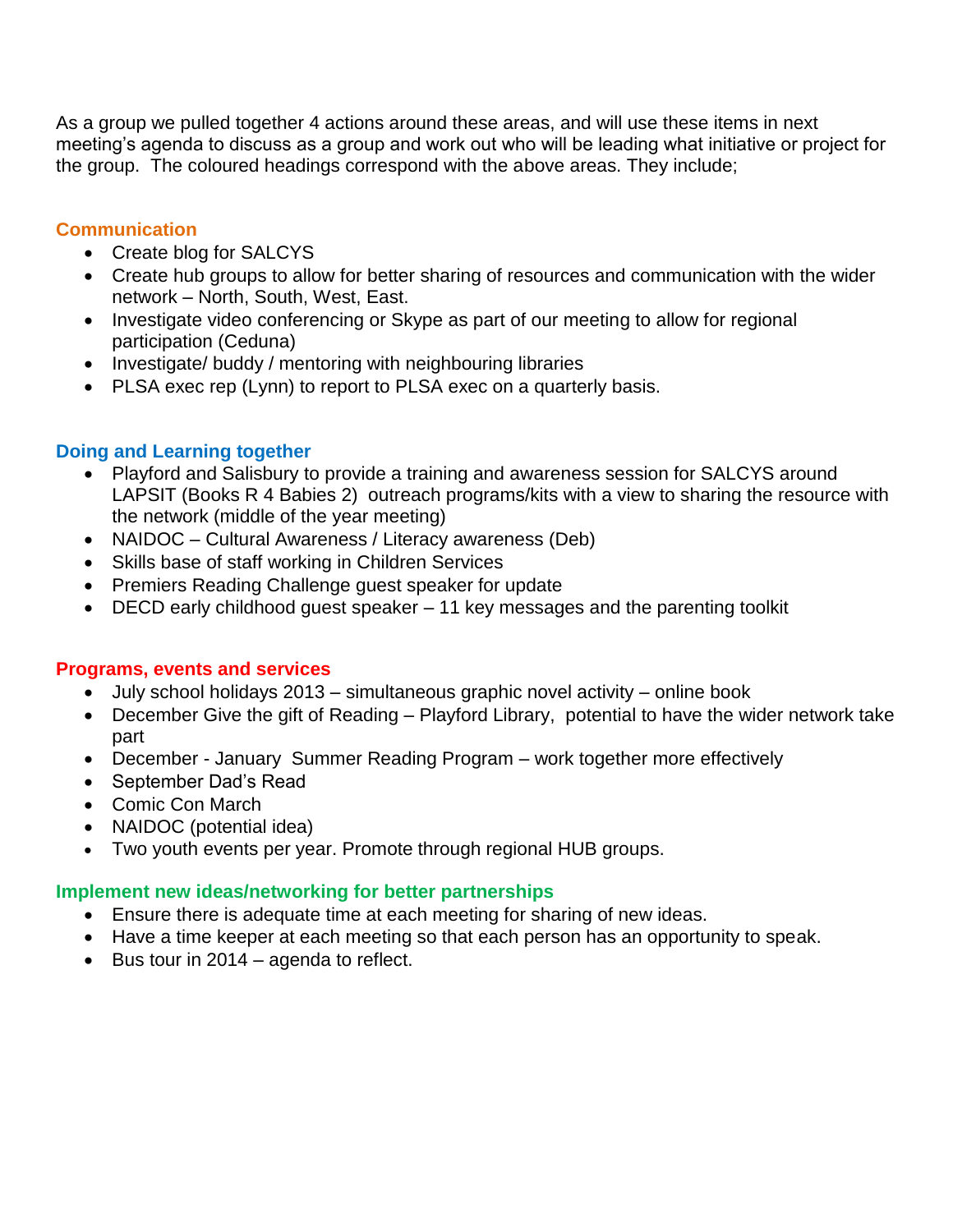As a group we pulled together 4 actions around these areas, and will use these items in next meeting's agenda to discuss as a group and work out who will be leading what initiative or project for the group. The coloured headings correspond with the above areas. They include;

### Communication

- Create blog for SALCYS
- Create hub groups to allow for better sharing of resources and communication with the wider network – North, South, West, East.
- Investigate video conferencing or Skype as part of our meeting to allow for regional participation (Ceduna)
- Investigate/ buddy / mentoring with neighbouring libraries
- PLSA exec rep (Lynn) to report to PLSA exec on a quarterly basis.

### Doing and Learning together

- Playford and Salisbury to provide a training and awareness session for SALCYS around LAPSIT (Books R 4 Babies 2) outreach programs/kits with a view to sharing the resource with the network (middle of the year meeting)
- NAIDOC – Cultural Awareness / Literacy awareness (Deb)
- Skills base of staff working in Children Services
- Premiers Reading Challenge guest speaker for update
- DECD early childhood guest speaker – 11 key messages and the parenting toolkit

### Programs, events and services

- July school holidays 2013 – simultaneous graphic novel activity – online book
- December Give the gift of Reading – Playford Library, potential to have the wider network take part
- December - January Summer Reading Program – work together more effectively
- September Dad's Read
- Comic Con March
- NAIDOC (potential idea)
- Two youth events per year. Promote through regional HUB groups.

### Implement new ideas/networking for better partnerships

- Ensure there is adequate time at each meeting for sharing of new ideas.
- Have a time keeper at each meeting so that each person has an opportunity to speak.
- Bus tour in 2014 – agenda to reflect.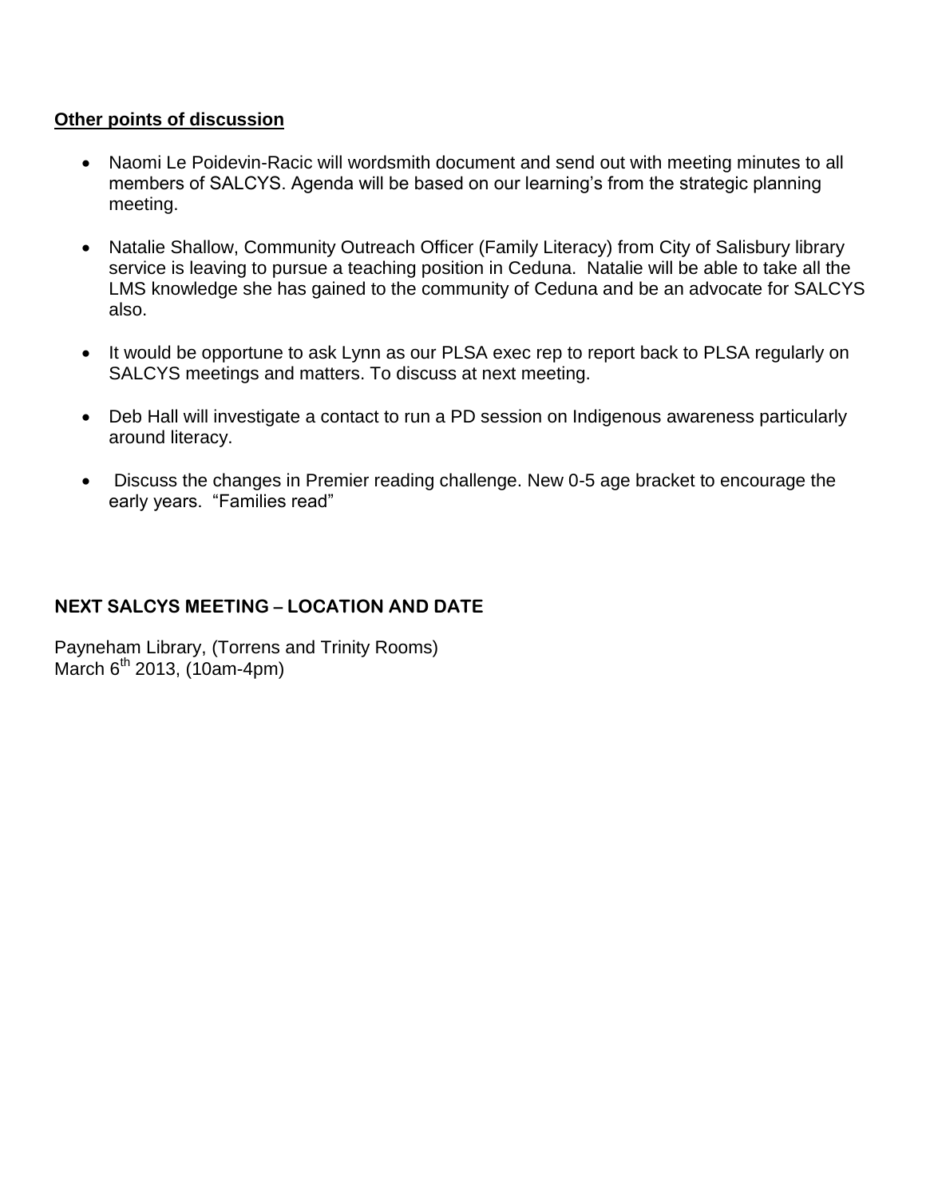**Other points of discussion**

- Naomi Le Poidevin-Racic will wordsmith document and send out with meeting minutes to all members of SALCYS. Agenda will be based on our learning's from the strategic planning meeting.

- Natalie Shallow, Community Outreach Officer (Family Literacy) from City of Salisbury library service is leaving to pursue a teaching position in Ceduna. Natalie will be able to take all the LMS knowledge she has gained to the community of Ceduna and be an advocate for SALCYS also.

- It would be opportune to ask Lynn as our PLSA exec rep to report back to PLSA regularly on SALCYS meetings and matters. To discuss at next meeting.

- Deb Hall will investigate a contact to run a PD session on Indigenous awareness particularly around literacy.

- Discuss the changes in Premier reading challenge. New 0-5 age bracket to encourage the early years. "Families read"

## NEXT SALCYS MEETING – LOCATION AND DATE

Payneham Library, (Torrens and Trinity Rooms)
March 6th 2013, (10am-4pm)